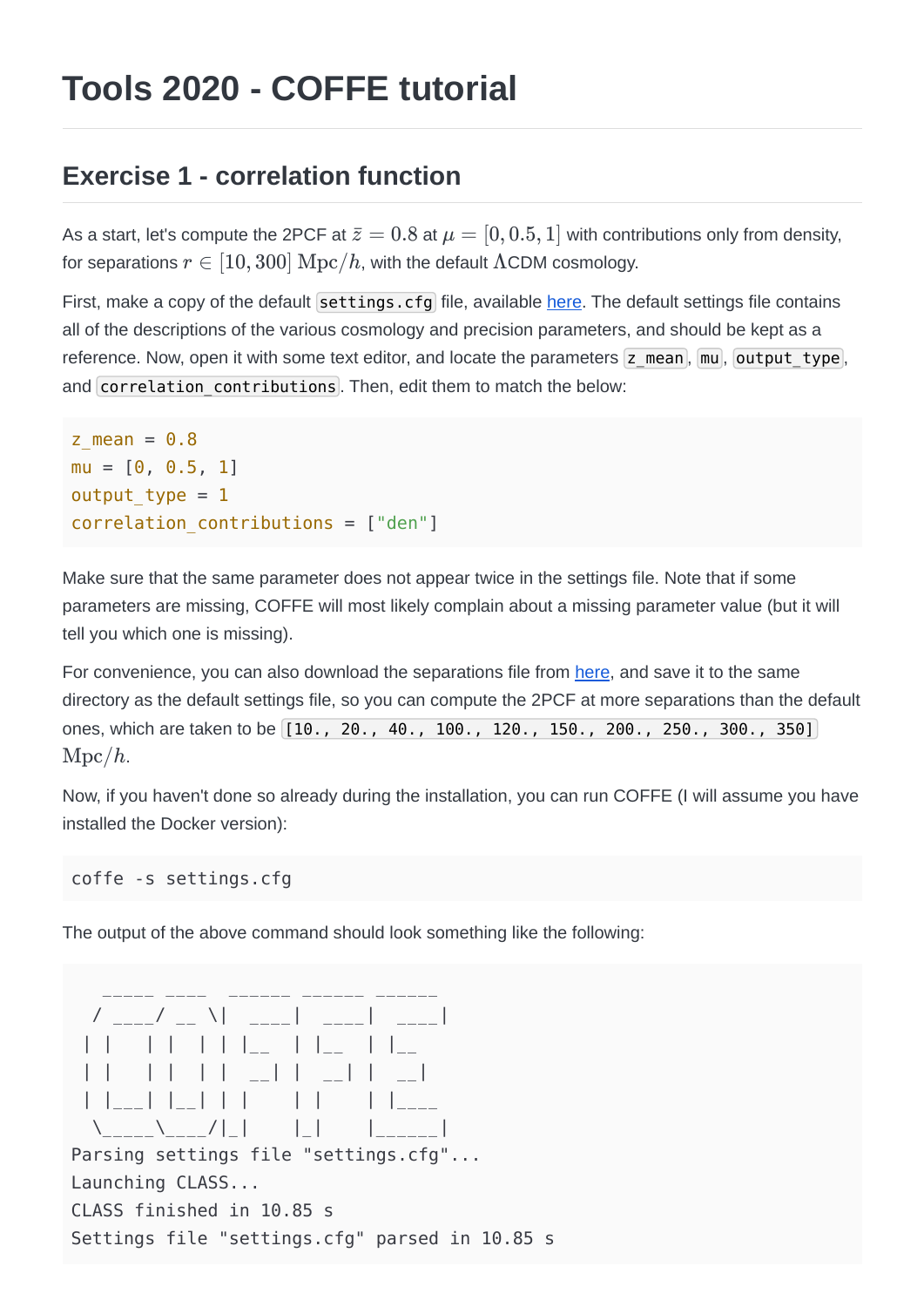# Tools 2020 - COFFE tutorial

## Exercise 1 - correlation function

As a start, let's compute the 2PCF at $\bar{z} = 0.8$ at $\mu = [0, 0.5, 1]$ with contributions only from density, for separations $r \in [10, 300]\ \mathrm{Mpc}/h$, with the default $\Lambda$CDM cosmology.

First, make a copy of the default `settings.cfg` file, available here. The default settings file contains all of the descriptions of the various cosmology and precision parameters, and should be kept as a reference. Now, open it with some text editor, and locate the parameters `z_mean`, `mu`, `output_type`, and `correlation_contributions`. Then, edit them to match the below:

```
z_mean = 0.8
mu = [0, 0.5, 1]
output_type = 1
correlation_contributions = ["den"]
```

Make sure that the same parameter does not appear twice in the settings file. Note that if some parameters are missing, COFFE will most likely complain about a missing parameter value (but it will tell you which one is missing).

For convenience, you can also download the separations file from here, and save it to the same directory as the default settings file, so you can compute the 2PCF at more separations than the default ones, which are taken to be `[10., 20., 40., 100., 120., 150., 200., 250., 300., 350]` $\mathrm{Mpc}/h$.

Now, if you haven't done so already during the installation, you can run COFFE (I will assume you have installed the Docker version):

```
coffe -s settings.cfg
```

The output of the above command should look something like the following:

```
   _____ ____  ______ ______ ______
  / ____/ __ \|  ____|  ____|  ____|
 | |   | |  | | |__  | |__  | |__
 | |   | |  | |  __| |  __| |  __|
 | |___| |__| | |    | |    | |____
  \_____\____/|_|    |_|    |______|
Parsing settings file "settings.cfg"...
Launching CLASS...
CLASS finished in 10.85 s
Settings file "settings.cfg" parsed in 10.85 s
```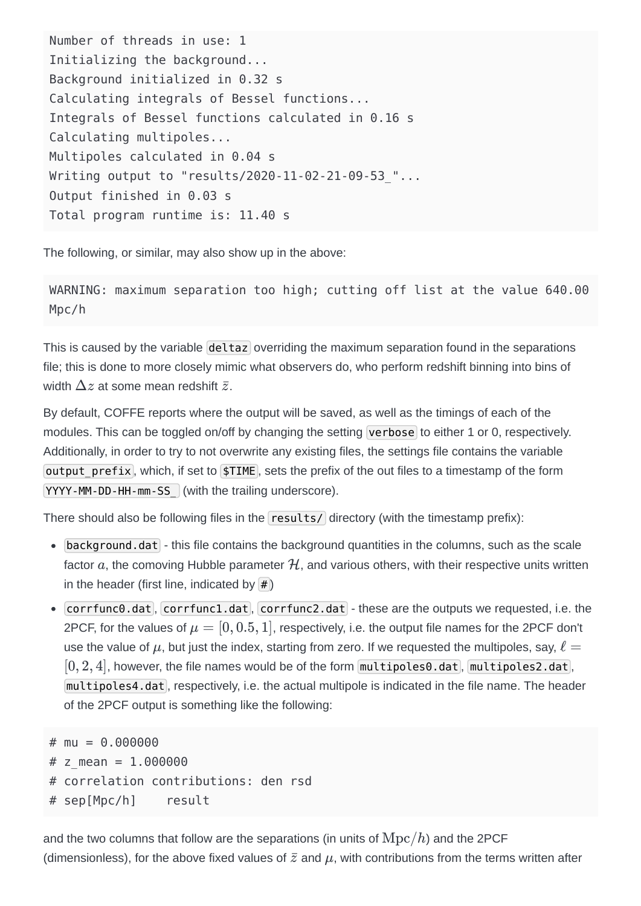```
Number of threads in use: 1
Initializing the background...
Background initialized in 0.32 s
Calculating integrals of Bessel functions...
Integrals of Bessel functions calculated in 0.16 s
Calculating multipoles...
Multipoles calculated in 0.04 s
Writing output to "results/2020-11-02-21-09-53_"...
Output finished in 0.03 s
Total program runtime is: 11.40 s
```

The following, or similar, may also show up in the above:

```
WARNING: maximum separation too high; cutting off list at the value 640.00 Mpc/h
```

This is caused by the variable `deltaz` overriding the maximum separation found in the separations file; this is done to more closely mimic what observers do, who perform redshift binning into bins of width $\Delta z$ at some mean redshift $\bar{z}$.

By default, COFFE reports where the output will be saved, as well as the timings of each of the modules. This can be toggled on/off by changing the setting `verbose` to either 1 or 0, respectively. Additionally, in order to try to not overwrite any existing files, the settings file contains the variable `output_prefix`, which, if set to `$TIME`, sets the prefix of the out files to a timestamp of the form `YYYY-MM-DD-HH-mm-SS_` (with the trailing underscore).

There should also be following files in the `results/` directory (with the timestamp prefix):

- `background.dat` - this file contains the background quantities in the columns, such as the scale factor $a$, the comoving Hubble parameter $\mathcal{H}$, and various others, with their respective units written in the header (first line, indicated by `#`)
- `corrfunc0.dat`, `corrfunc1.dat`, `corrfunc2.dat` - these are the outputs we requested, i.e. the 2PCF, for the values of $\mu = [0, 0.5, 1]$, respectively, i.e. the output file names for the 2PCF don't use the value of $\mu$, but just the index, starting from zero. If we requested the multipoles, say, $\ell = [0, 2, 4]$, however, the file names would be of the form `multipoles0.dat`, `multipoles2.dat`, `multipoles4.dat`, respectively, i.e. the actual multipole is indicated in the file name. The header of the 2PCF output is something like the following:

```
# mu = 0.000000
# z_mean = 1.000000
# correlation contributions: den rsd
# sep[Mpc/h]    result
```

and the two columns that follow are the separations (in units of $\mathrm{Mpc}/h$) and the 2PCF (dimensionless), for the above fixed values of $\bar{z}$ and $\mu$, with contributions from the terms written after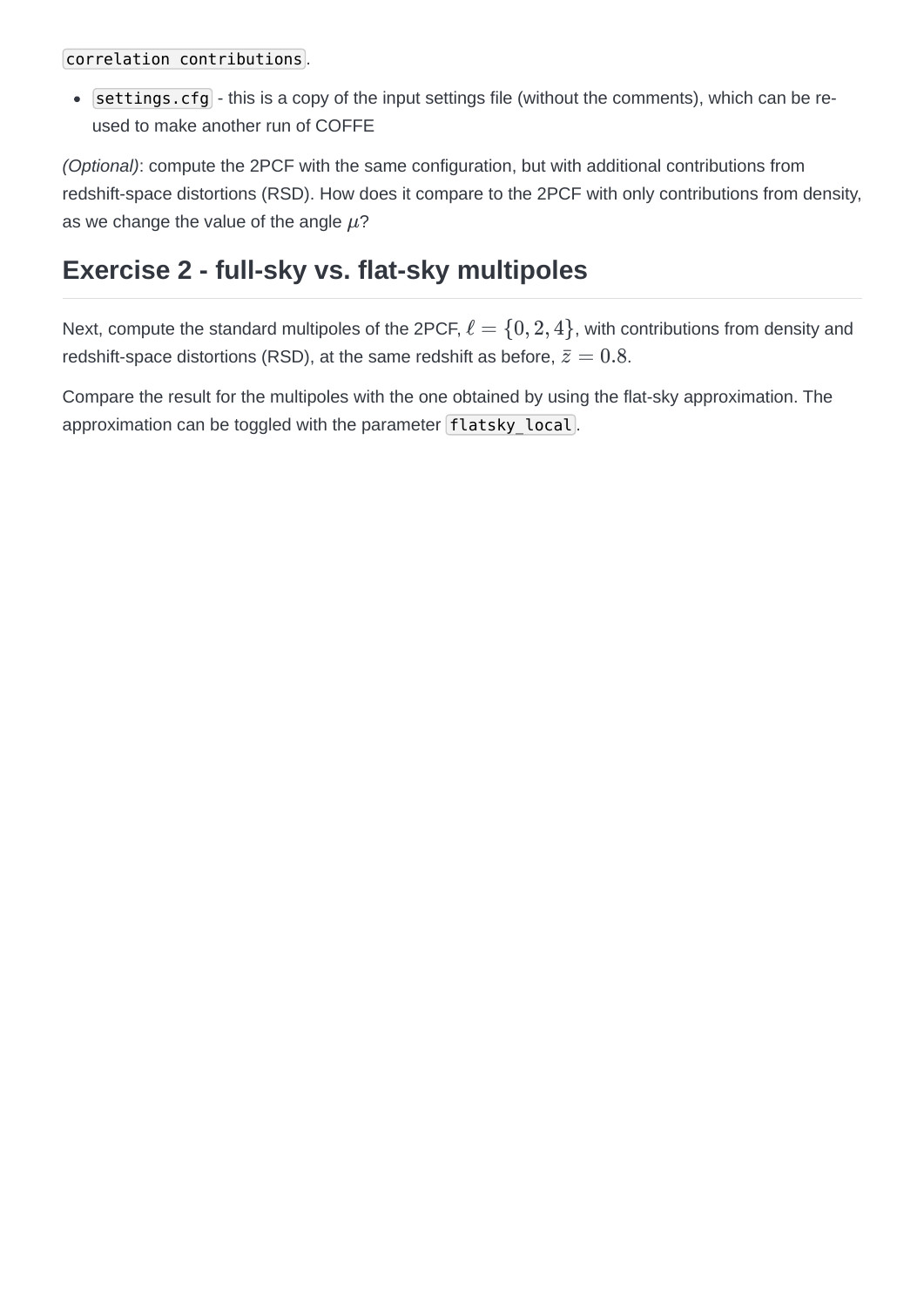`correlation contributions`.

- `settings.cfg` - this is a copy of the input settings file (without the comments), which can be re-used to make another run of COFFE

*(Optional)*: compute the 2PCF with the same configuration, but with additional contributions from redshift-space distortions (RSD). How does it compare to the 2PCF with only contributions from density, as we change the value of the angle $\mu$?

## Exercise 2 - full-sky vs. flat-sky multipoles

Next, compute the standard multipoles of the 2PCF, $\ell = \{0, 2, 4\}$, with contributions from density and redshift-space distortions (RSD), at the same redshift as before, $\bar{z} = 0.8$.

Compare the result for the multipoles with the one obtained by using the flat-sky approximation. The approximation can be toggled with the parameter `flatsky_local`.